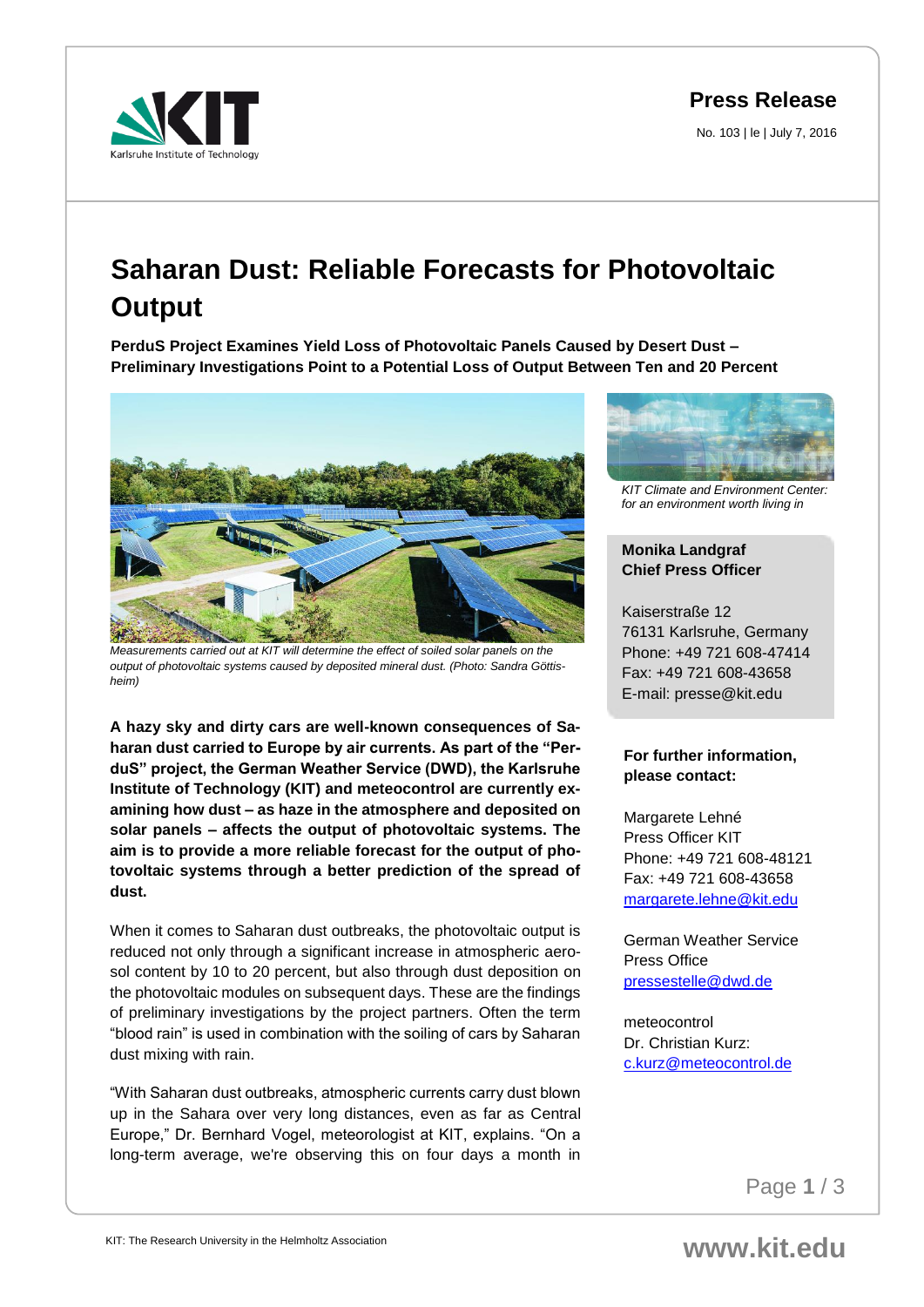**Press Release**

No. 103 | le | July 7, 2016

# Saharan Dust: Reliable Forecasts for Photovoltaic Output

**PerduS Project Examines Yield Loss of Photovoltaic Panels Caused by Desert Dust – Preliminary Investigations Point to a Potential Loss of Output Between Ten and 20 Percent**

*Measurements carried out at KIT will determine the effect of soiled solar panels on the output of photovoltaic systems caused by deposited mineral dust. (Photo: Sandra Göttisheim)*

**A hazy sky and dirty cars are well-known consequences of Saharan dust carried to Europe by air currents. As part of the "PerduS" project, the German Weather Service (DWD), the Karlsruhe Institute of Technology (KIT) and meteocontrol are currently examining how dust – as haze in the atmosphere and deposited on solar panels – affects the output of photovoltaic systems. The aim is to provide a more reliable forecast for the output of photovoltaic systems through a better prediction of the spread of dust.**

When it comes to Saharan dust outbreaks, the photovoltaic output is reduced not only through a significant increase in atmospheric aerosol content by 10 to 20 percent, but also through dust deposition on the photovoltaic modules on subsequent days. These are the findings of preliminary investigations by the project partners. Often the term "blood rain" is used in combination with the soiling of cars by Saharan dust mixing with rain.

"With Saharan dust outbreaks, atmospheric currents carry dust blown up in the Sahara over very long distances, even as far as Central Europe," Dr. Bernhard Vogel, meteorologist at KIT, explains. "On a long-term average, we're observing this on four days a month in

*KIT Climate and Environment Center: for an environment worth living in*

**Monika Landgraf**
**Chief Press Officer**

Kaiserstraße 12
76131 Karlsruhe, Germany
Phone: +49 721 608-47414
Fax: +49 721 608-43658
E-mail: presse@kit.edu

**For further information, please contact:**

Margarete Lehné
Press Officer KIT
Phone: +49 721 608-48121
Fax: +49 721 608-43658
margarete.lehne@kit.edu

German Weather Service
Press Office
pressestelle@dwd.de

meteocontrol
Dr. Christian Kurz:
c.kurz@meteocontrol.de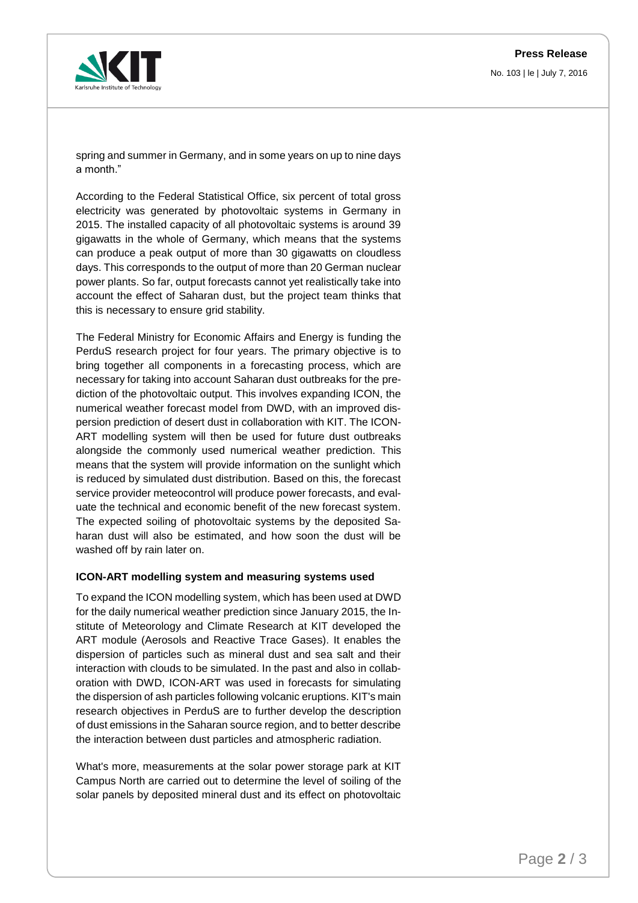spring and summer in Germany, and in some years on up to nine days a month."

According to the Federal Statistical Office, six percent of total gross electricity was generated by photovoltaic systems in Germany in 2015. The installed capacity of all photovoltaic systems is around 39 gigawatts in the whole of Germany, which means that the systems can produce a peak output of more than 30 gigawatts on cloudless days. This corresponds to the output of more than 20 German nuclear power plants. So far, output forecasts cannot yet realistically take into account the effect of Saharan dust, but the project team thinks that this is necessary to ensure grid stability.

The Federal Ministry for Economic Affairs and Energy is funding the PerduS research project for four years. The primary objective is to bring together all components in a forecasting process, which are necessary for taking into account Saharan dust outbreaks for the prediction of the photovoltaic output. This involves expanding ICON, the numerical weather forecast model from DWD, with an improved dispersion prediction of desert dust in collaboration with KIT. The ICON-ART modelling system will then be used for future dust outbreaks alongside the commonly used numerical weather prediction. This means that the system will provide information on the sunlight which is reduced by simulated dust distribution. Based on this, the forecast service provider meteocontrol will produce power forecasts, and evaluate the technical and economic benefit of the new forecast system. The expected soiling of photovoltaic systems by the deposited Saharan dust will also be estimated, and how soon the dust will be washed off by rain later on.

**ICON-ART modelling system and measuring systems used**

To expand the ICON modelling system, which has been used at DWD for the daily numerical weather prediction since January 2015, the Institute of Meteorology and Climate Research at KIT developed the ART module (Aerosols and Reactive Trace Gases). It enables the dispersion of particles such as mineral dust and sea salt and their interaction with clouds to be simulated. In the past and also in collaboration with DWD, ICON-ART was used in forecasts for simulating the dispersion of ash particles following volcanic eruptions. KIT's main research objectives in PerduS are to further develop the description of dust emissions in the Saharan source region, and to better describe the interaction between dust particles and atmospheric radiation.

What's more, measurements at the solar power storage park at KIT Campus North are carried out to determine the level of soiling of the solar panels by deposited mineral dust and its effect on photovoltaic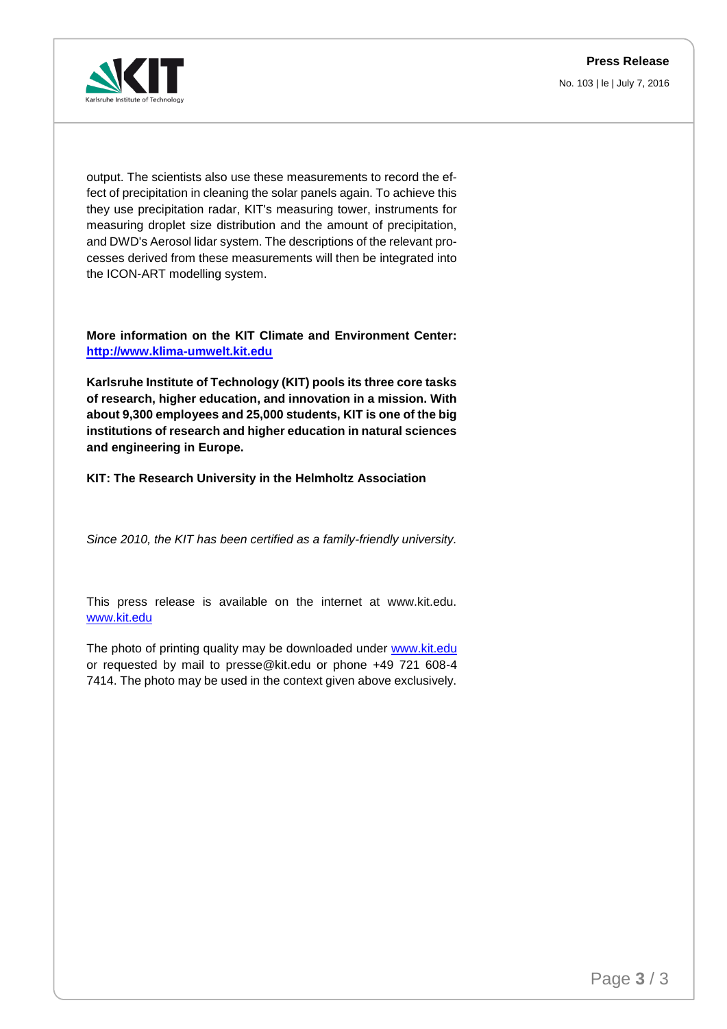output. The scientists also use these measurements to record the effect of precipitation in cleaning the solar panels again. To achieve this they use precipitation radar, KIT's measuring tower, instruments for measuring droplet size distribution and the amount of precipitation, and DWD's Aerosol lidar system. The descriptions of the relevant processes derived from these measurements will then be integrated into the ICON-ART modelling system.

**More information on the KIT Climate and Environment Center: http://www.klima-umwelt.kit.edu**

**Karlsruhe Institute of Technology (KIT) pools its three core tasks of research, higher education, and innovation in a mission. With about 9,300 employees and 25,000 students, KIT is one of the big institutions of research and higher education in natural sciences and engineering in Europe.**

**KIT: The Research University in the Helmholtz Association**

*Since 2010, the KIT has been certified as a family-friendly university.*

This press release is available on the internet at www.kit.edu. www.kit.edu

The photo of printing quality may be downloaded under www.kit.edu or requested by mail to presse@kit.edu or phone +49 721 608-4 7414. The photo may be used in the context given above exclusively.